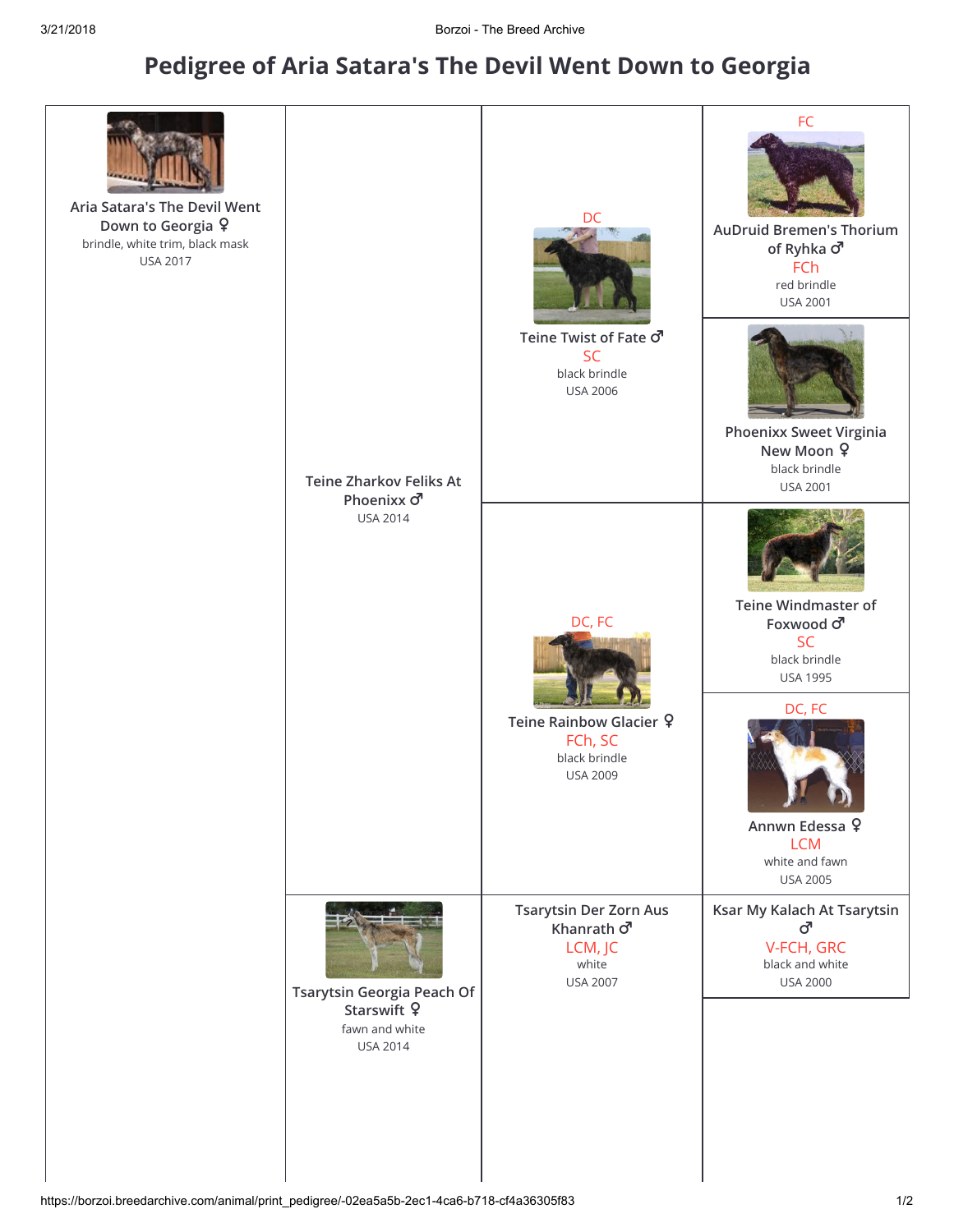# Pedigree of Aria Satara's The Devil Went Down to Georgia

| Dog | Parents | Grandparents | Great-Grandparents |
|---|---|---|---|
| **Aria Satara's The Devil Went Down to Georgia ♀**<br>brindle, white trim, black mask<br>USA 2017 | **Teine Zharkov Feliks At Phoenixx ♂**<br>USA 2014 | DC<br>**Teine Twist of Fate ♂**<br>SC<br>black brindle<br>USA 2006 | FC<br>**AuDruid Bremen's Thorium of Ryhka ♂**<br>FCh<br>red brindle<br>USA 2001 |
| | | | **Phoenixx Sweet Virginia New Moon ♀**<br>black brindle<br>USA 2001 |
| | | DC, FC<br>**Teine Rainbow Glacier ♀**<br>FCh, SC<br>black brindle<br>USA 2009 | **Teine Windmaster of Foxwood ♂**<br>SC<br>black brindle<br>USA 1995 |
| | | | DC, FC<br>**Annwn Edessa ♀**<br>LCM<br>white and fawn<br>USA 2005 |
| | **Tsarytsin Georgia Peach Of Starswift ♀**<br>fawn and white<br>USA 2014 | **Tsarytsin Der Zorn Aus Khanrath ♂**<br>LCM, JC<br>white<br>USA 2007 | **Ksar My Kalach At Tsarytsin ♂**<br>V-FCH, GRC<br>black and white<br>USA 2000 |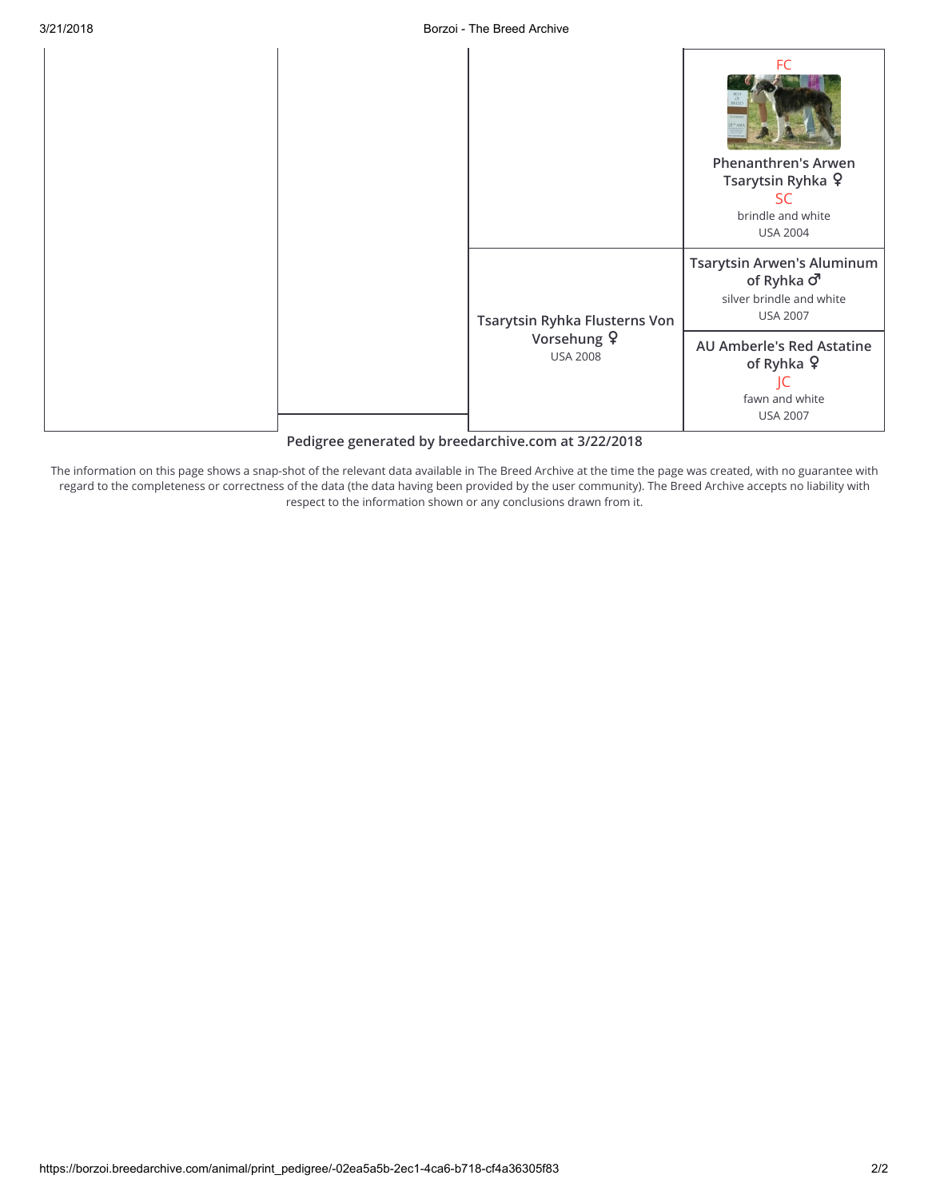| | | | |
|---|---|---|---|
| | | | FC<br>Phenanthren's Arwen Tsarytsin Ryhka ♀<br>SC<br>brindle and white<br>USA 2004 |
| | | Tsarytsin Ryhka Flusterns Von Vorsehung ♀<br>USA 2008 | Tsarytsin Arwen's Aluminum of Ryhka ♂<br>silver brindle and white<br>USA 2007 |
| | | | AU Amberle's Red Astatine of Ryhka ♀<br>JC<br>fawn and white<br>USA 2007 |

**Pedigree generated by breedarchive.com at 3/22/2018**

The information on this page shows a snap-shot of the relevant data available in The Breed Archive at the time the page was created, with no guarantee with regard to the completeness or correctness of the data (the data having been provided by the user community). The Breed Archive accepts no liability with respect to the information shown or any conclusions drawn from it.